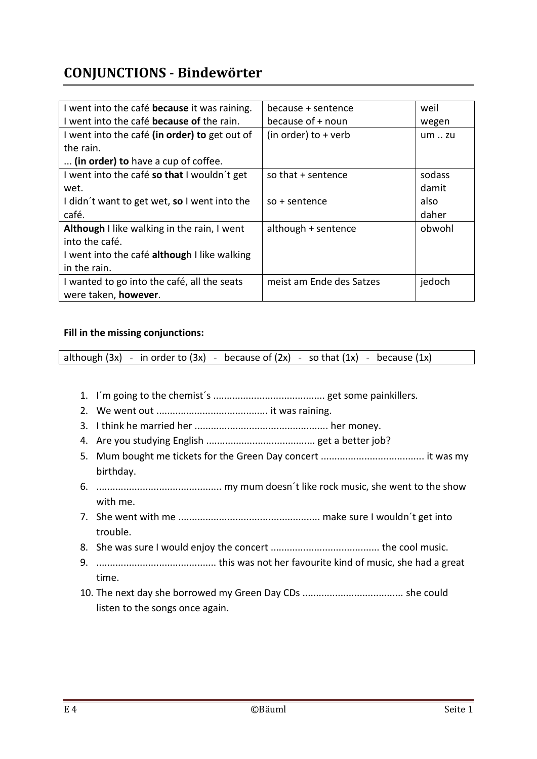# CONJUNCTIONS - Bindewörter

| | | |
|---|---|---|
| I went into the café **because** it was raining.<br>I went into the café **because of** the rain. | because + sentence<br>because of + noun | weil<br>wegen |
| I went into the café **(in order) to** get out of the rain.<br>... **(in order) to** have a cup of coffee. | (in order) to + verb | um .. zu |
| I went into the café **so that** I wouldn´t get wet.<br>I didn´t want to get wet, **so** I went into the café. | so that + sentence<br><br>so + sentence | sodass<br>damit<br>also<br>daher |
| **Although** I like walking in the rain, I went into the café.<br>I went into the café **althoug**h I like walking in the rain. | although + sentence | obwohl |
| I wanted to go into the café, all the seats were taken, **however**. | meist am Ende des Satzes | jedoch |

**Fill in the missing conjunctions:**

| although (3x) - in order to (3x) - because of (2x) - so that (1x) - because (1x) |
|---|

1. I´m going to the chemist´s ........................................ get some painkillers.
2. We went out ........................................ it was raining.
3. I think he married her ................................................ her money.
4. Are you studying English ....................................... get a better job?
5. Mum bought me tickets for the Green Day concert ..................................... it was my birthday.
6. ............................................. my mum doesn´t like rock music, she went to the show with me.
7. She went with me ................................................... make sure I wouldn´t get into trouble.
8. She was sure I would enjoy the concert ....................................... the cool music.
9. ........................................... this was not her favourite kind of music, she had a great time.
10. The next day she borrowed my Green Day CDs .................................... she could listen to the songs once again.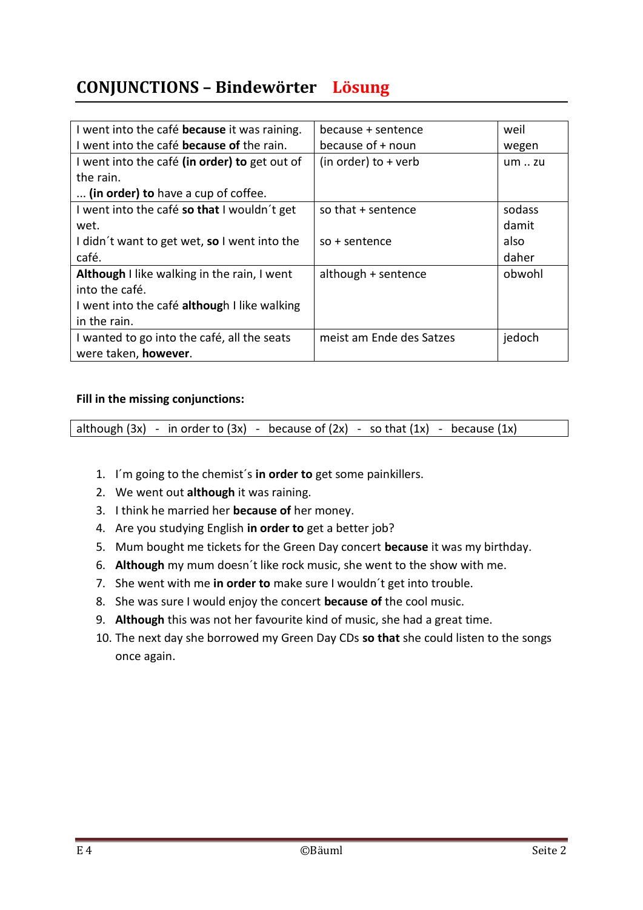# CONJUNCTIONS – Bindewörter Lösung

| | | |
|---|---|---|
| I went into the café **because** it was raining.<br>I went into the café **because of** the rain. | because + sentence<br>because of + noun | weil<br>wegen |
| I went into the café **(in order) to** get out of the rain.<br>... **(in order) to** have a cup of coffee. | (in order) to + verb | um .. zu |
| I went into the café **so that** I wouldn´t get wet.<br>I didn´t want to get wet, **so** I went into the café. | so that + sentence<br><br>so + sentence | sodass<br>damit<br>also<br>daher |
| **Although** I like walking in the rain, I went into the café.<br>I went into the café **althoug**h I like walking in the rain. | although + sentence | obwohl |
| I wanted to go into the café, all the seats were taken, **however**. | meist am Ende des Satzes | jedoch |

**Fill in the missing conjunctions:**

| |
|---|
| although (3x) - in order to (3x) - because of (2x) - so that (1x) - because (1x) |

1. I´m going to the chemist´s **in order to** get some painkillers.
2. We went out **although** it was raining.
3. I think he married her **because of** her money.
4. Are you studying English **in order to** get a better job?
5. Mum bought me tickets for the Green Day concert **because** it was my birthday.
6. **Although** my mum doesn´t like rock music, she went to the show with me.
7. She went with me **in order to** make sure I wouldn´t get into trouble.
8. She was sure I would enjoy the concert **because of** the cool music.
9. **Although** this was not her favourite kind of music, she had a great time.
10. The next day she borrowed my Green Day CDs **so that** she could listen to the songs once again.